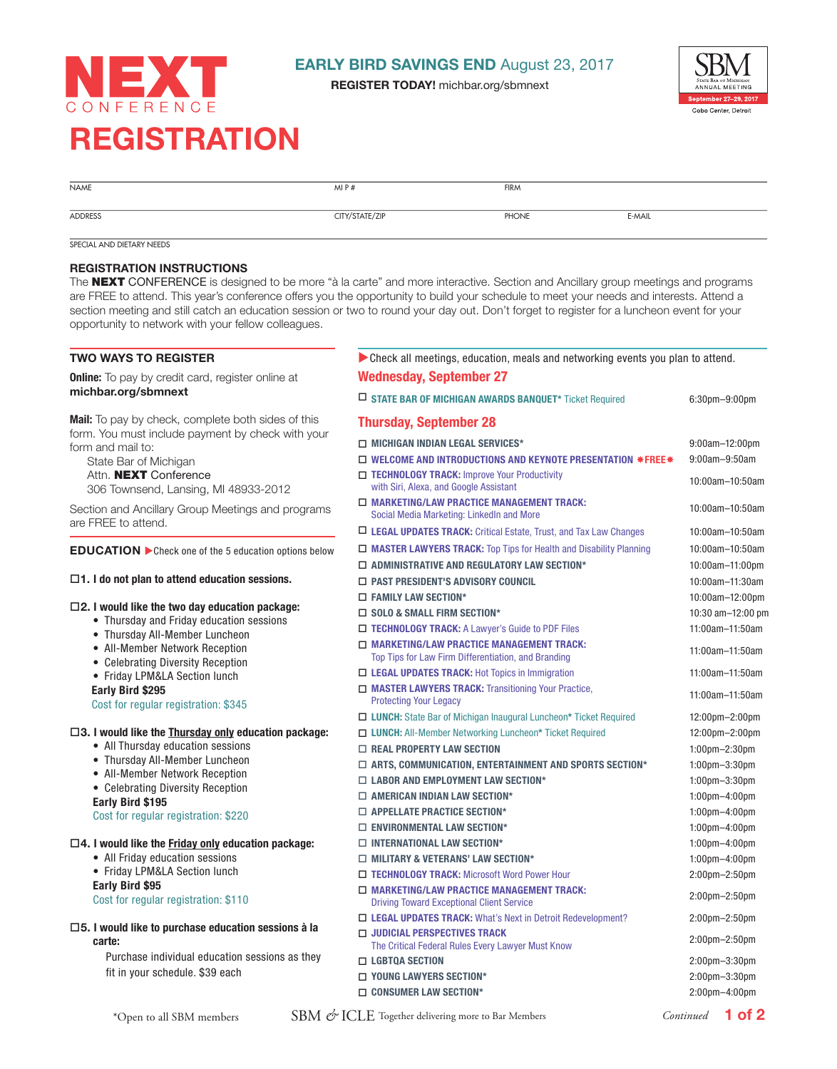# NEXT CONFERENCE

**EARLY BIRD SAVINGS END** August 23, 2017

**REGISTER TODAY!** michbar.org/sbmnext

SBM State Bar of Michigan Annual Meeting
September 27–29, 2017
Cobo Center, Detroit

# REGISTRATION

| NAME | MI P # | FIRM | |
|---|---|---|---|
| ADDRESS | CITY/STATE/ZIP | PHONE | E-MAIL |

SPECIAL AND DIETARY NEEDS

### REGISTRATION INSTRUCTIONS

The **NEXT** CONFERENCE is designed to be more "à la carte" and more interactive. Section and Ancillary group meetings and programs are FREE to attend. This year's conference offers you the opportunity to build your schedule to meet your needs and interests. Attend a section meeting and still catch an education session or two to round your day out. Don't forget to register for a luncheon event for your opportunity to network with your fellow colleagues.

### TWO WAYS TO REGISTER

**Online:** To pay by credit card, register online at **michbar.org/sbmnext**

**Mail:** To pay by check, complete both sides of this form. You must include payment by check with your form and mail to:

State Bar of Michigan
Attn. **NEXT** Conference
306 Townsend, Lansing, MI 48933-2012

Section and Ancillary Group Meetings and programs are FREE to attend.

### EDUCATION ▶Check one of the 5 education options below

☐ **1. I do not plan to attend education sessions.**

☐ **2. I would like the two day education package:**
- Thursday and Friday education sessions
- Thursday All-Member Luncheon
- All-Member Network Reception
- Celebrating Diversity Reception
- Friday LPM&LA Section lunch

**Early Bird $295**
Cost for regular registration: $345

☐ **3. I would like the Thursday only education package:**
- All Thursday education sessions
- Thursday All-Member Luncheon
- All-Member Network Reception
- Celebrating Diversity Reception

**Early Bird $195**
Cost for regular registration: $220

☐ **4. I would like the Friday only education package:**
- All Friday education sessions
- Friday LPM&LA Section lunch

**Early Bird $95**
Cost for regular registration: $110

☐ **5. I would like to purchase education sessions à la carte:**

Purchase individual education sessions as they fit in your schedule. $39 each

▶Check all meetings, education, meals and networking events you plan to attend.

## Wednesday, September 27

| | |
|---|---|
| ☐ **STATE BAR OF MICHIGAN AWARDS BANQUET*** Ticket Required | 6:30pm–9:00pm |

## Thursday, September 28

| | |
|---|---|
| ☐ **MICHIGAN INDIAN LEGAL SERVICES*** | 9:00am–12:00pm |
| ☐ **WELCOME AND INTRODUCTIONS AND KEYNOTE PRESENTATION** ✱FREE✱ | 9:00am–9:50am |
| ☐ **TECHNOLOGY TRACK:** Improve Your Productivity with Siri, Alexa, and Google Assistant | 10:00am–10:50am |
| ☐ **MARKETING/LAW PRACTICE MANAGEMENT TRACK:** Social Media Marketing: LinkedIn and More | 10:00am–10:50am |
| ☐ **LEGAL UPDATES TRACK:** Critical Estate, Trust, and Tax Law Changes | 10:00am–10:50am |
| ☐ **MASTER LAWYERS TRACK:** Top Tips for Health and Disability Planning | 10:00am–10:50am |
| ☐ **ADMINISTRATIVE AND REGULATORY LAW SECTION*** | 10:00am–11:00pm |
| ☐ **PAST PRESIDENT'S ADVISORY COUNCIL** | 10:00am–11:30am |
| ☐ **FAMILY LAW SECTION*** | 10:00am–12:00pm |
| ☐ **SOLO & SMALL FIRM SECTION*** | 10:30 am–12:00 pm |
| ☐ **TECHNOLOGY TRACK:** A Lawyer's Guide to PDF Files | 11:00am–11:50am |
| ☐ **MARKETING/LAW PRACTICE MANAGEMENT TRACK:** Top Tips for Law Firm Differentiation, and Branding | 11:00am–11:50am |
| ☐ **LEGAL UPDATES TRACK:** Hot Topics in Immigration | 11:00am–11:50am |
| ☐ **MASTER LAWYERS TRACK:** Transitioning Your Practice, Protecting Your Legacy | 11:00am–11:50am |
| ☐ **LUNCH:** State Bar of Michigan Inaugural Luncheon* Ticket Required | 12:00pm–2:00pm |
| ☐ **LUNCH:** All-Member Networking Luncheon* Ticket Required | 12:00pm–2:00pm |
| ☐ **REAL PROPERTY LAW SECTION** | 1:00pm–2:30pm |
| ☐ **ARTS, COMMUNICATION, ENTERTAINMENT AND SPORTS SECTION*** | 1:00pm–3:30pm |
| ☐ **LABOR AND EMPLOYMENT LAW SECTION*** | 1:00pm–3:30pm |
| ☐ **AMERICAN INDIAN LAW SECTION*** | 1:00pm–4:00pm |
| ☐ **APPELLATE PRACTICE SECTION*** | 1:00pm–4:00pm |
| ☐ **ENVIRONMENTAL LAW SECTION*** | 1:00pm–4:00pm |
| ☐ **INTERNATIONAL LAW SECTION*** | 1:00pm–4:00pm |
| ☐ **MILITARY & VETERANS' LAW SECTION*** | 1:00pm–4:00pm |
| ☐ **TECHNOLOGY TRACK:** Microsoft Word Power Hour | 2:00pm–2:50pm |
| ☐ **MARKETING/LAW PRACTICE MANAGEMENT TRACK:** Driving Toward Exceptional Client Service | 2:00pm–2:50pm |
| ☐ **LEGAL UPDATES TRACK:** What's Next in Detroit Redevelopment? | 2:00pm–2:50pm |
| ☐ **JUDICIAL PERSPECTIVES TRACK** The Critical Federal Rules Every Lawyer Must Know | 2:00pm–2:50pm |
| ☐ **LGBTQA SECTION** | 2:00pm–3:30pm |
| ☐ **YOUNG LAWYERS SECTION*** | 2:00pm–3:30pm |
| ☐ **CONSUMER LAW SECTION*** | 2:00pm–4:00pm |

*Open to all SBM members

SBM & ICLE Together delivering more to Bar Members

*Continued*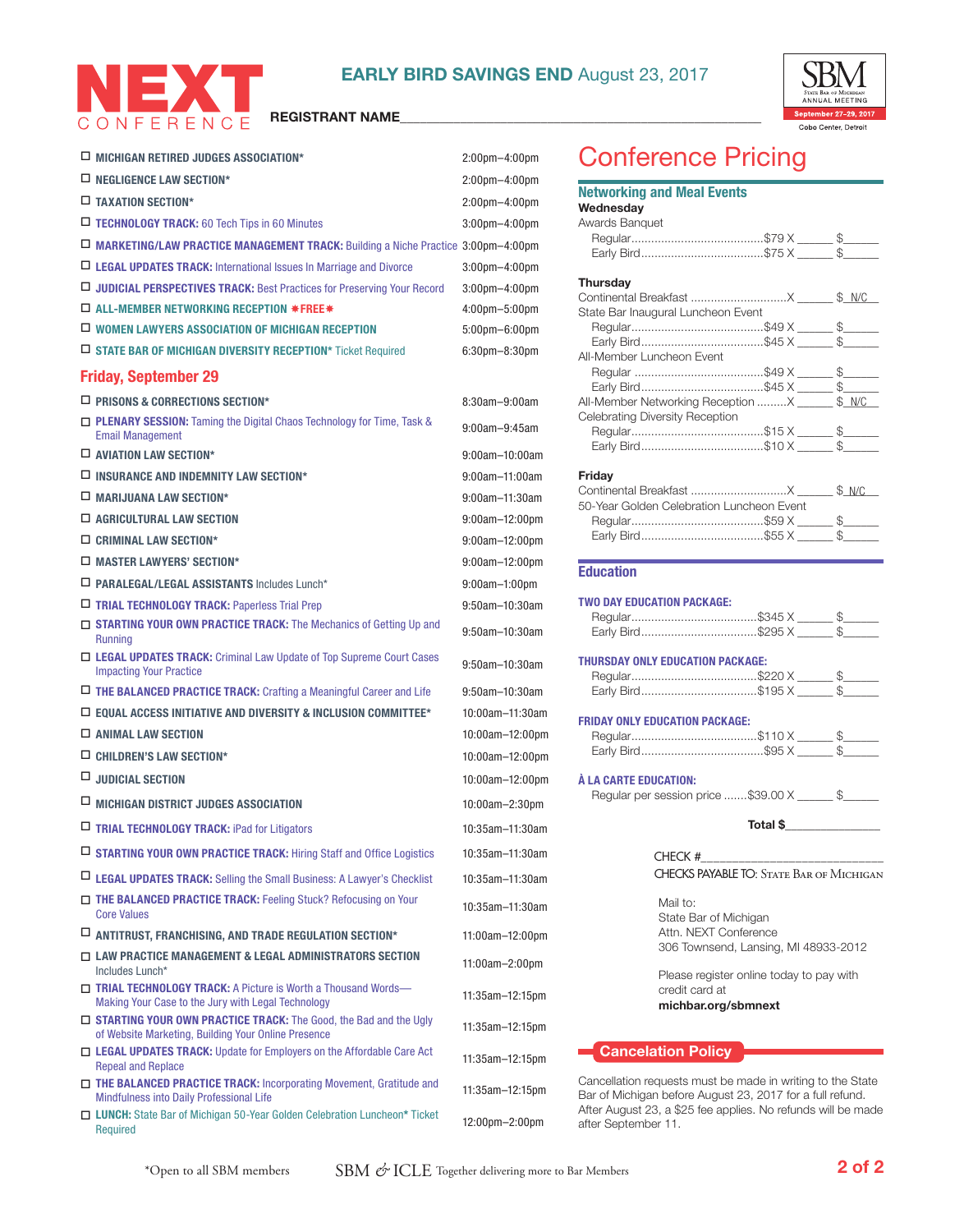# NEXT CONFERENCE

**EARLY BIRD SAVINGS END** August 23, 2017

SBM State Bar of Michigan ANNUAL MEETING September 27–29, 2017 Cobo Center, Detroit

**REGISTRANT NAME**\_\_\_\_\_\_\_\_\_\_\_\_\_\_\_\_\_\_\_\_\_\_\_\_\_\_\_\_\_\_\_\_\_\_\_\_\_\_\_\_

- ☐ **MICHIGAN RETIRED JUDGES ASSOCIATION*** 2:00pm–4:00pm
- ☐ **NEGLIGENCE LAW SECTION*** 2:00pm–4:00pm
- ☐ **TAXATION SECTION*** 2:00pm–4:00pm
- ☐ **TECHNOLOGY TRACK:** 60 Tech Tips in 60 Minutes 3:00pm–4:00pm
- ☐ **MARKETING/LAW PRACTICE MANAGEMENT TRACK:** Building a Niche Practice 3:00pm–4:00pm
- ☐ **LEGAL UPDATES TRACK:** International Issues In Marriage and Divorce 3:00pm–4:00pm
- ☐ **JUDICIAL PERSPECTIVES TRACK:** Best Practices for Preserving Your Record 3:00pm–4:00pm
- ☐ **ALL-MEMBER NETWORKING RECEPTION** *FREE* 4:00pm–5:00pm
- ☐ **WOMEN LAWYERS ASSOCIATION OF MICHIGAN RECEPTION** 5:00pm–6:00pm
- ☐ **STATE BAR OF MICHIGAN DIVERSITY RECEPTION*** Ticket Required 6:30pm–8:30pm

## Friday, September 29

- ☐ **PRISONS & CORRECTIONS SECTION*** 8:30am–9:00am
- ☐ **PLENARY SESSION:** Taming the Digital Chaos Technology for Time, Task & Email Management 9:00am–9:45am
- ☐ **AVIATION LAW SECTION*** 9:00am–10:00am
- ☐ **INSURANCE AND INDEMNITY LAW SECTION*** 9:00am–11:00am
- ☐ **MARIJUANA LAW SECTION*** 9:00am–11:30am
- ☐ **AGRICULTURAL LAW SECTION** 9:00am–12:00pm
- ☐ **CRIMINAL LAW SECTION*** 9:00am–12:00pm
- ☐ **MASTER LAWYERS' SECTION*** 9:00am–12:00pm
- ☐ **PARALEGAL/LEGAL ASSISTANTS** Includes Lunch* 9:00am–1:00pm
- ☐ **TRIAL TECHNOLOGY TRACK:** Paperless Trial Prep 9:50am–10:30am
- ☐ **STARTING YOUR OWN PRACTICE TRACK:** The Mechanics of Getting Up and Running 9:50am–10:30am
- ☐ **LEGAL UPDATES TRACK:** Criminal Law Update of Top Supreme Court Cases Impacting Your Practice 9:50am–10:30am
- ☐ **THE BALANCED PRACTICE TRACK:** Crafting a Meaningful Career and Life 9:50am–10:30am
- ☐ **EQUAL ACCESS INITIATIVE AND DIVERSITY & INCLUSION COMMITTEE*** 10:00am–11:30am
- ☐ **ANIMAL LAW SECTION** 10:00am–12:00pm
- ☐ **CHILDREN'S LAW SECTION*** 10:00am–12:00pm
- ☐ **JUDICIAL SECTION** 10:00am–12:00pm
- ☐ **MICHIGAN DISTRICT JUDGES ASSOCIATION** 10:00am–2:30pm
- ☐ **TRIAL TECHNOLOGY TRACK:** iPad for Litigators 10:35am–11:30am
- ☐ **STARTING YOUR OWN PRACTICE TRACK:** Hiring Staff and Office Logistics 10:35am–11:30am
- ☐ **LEGAL UPDATES TRACK:** Selling the Small Business: A Lawyer's Checklist 10:35am–11:30am
- ☐ **THE BALANCED PRACTICE TRACK:** Feeling Stuck? Refocusing on Your Core Values 10:35am–11:30am
- ☐ **ANTITRUST, FRANCHISING, AND TRADE REGULATION SECTION*** 11:00am–12:00pm
- ☐ **LAW PRACTICE MANAGEMENT & LEGAL ADMINISTRATORS SECTION** Includes Lunch* 11:00am–2:00pm
- ☐ **TRIAL TECHNOLOGY TRACK:** A Picture is Worth a Thousand Words—Making Your Case to the Jury with Legal Technology 11:35am–12:15pm
- ☐ **STARTING YOUR OWN PRACTICE TRACK:** The Good, the Bad and the Ugly of Website Marketing, Building Your Online Presence 11:35am–12:15pm
- ☐ **LEGAL UPDATES TRACK:** Update for Employers on the Affordable Care Act Repeal and Replace 11:35am–12:15pm
- ☐ **THE BALANCED PRACTICE TRACK:** Incorporating Movement, Gratitude and Mindfulness into Daily Professional Life 11:35am–12:15pm
- ☐ **LUNCH:** State Bar of Michigan 50-Year Golden Celebration Luncheon* Ticket Required 12:00pm–2:00pm

*Open to all SBM members

# Conference Pricing

## Networking and Meal Events

**Wednesday**

Awards Banquet
- Regular........$79 X \_\_\_\_ $\_\_\_\_
- Early Bird........$75 X \_\_\_\_ $\_\_\_\_

**Thursday**

Continental Breakfast ........X \_\_\_\_ $ N/C

State Bar Inaugural Luncheon Event
- Regular........$49 X \_\_\_\_ $\_\_\_\_
- Early Bird........$45 X \_\_\_\_ $\_\_\_\_

All-Member Luncheon Event
- Regular........$49 X \_\_\_\_ $\_\_\_\_
- Early Bird........$45 X \_\_\_\_ $\_\_\_\_

All-Member Networking Reception ........X \_\_\_\_ $ N/C

Celebrating Diversity Reception
- Regular........$15 X \_\_\_\_ $\_\_\_\_
- Early Bird........$10 X \_\_\_\_ $\_\_\_\_

**Friday**

Continental Breakfast ........X \_\_\_\_ $ N/C

50-Year Golden Celebration Luncheon Event
- Regular........$59 X \_\_\_\_ $\_\_\_\_
- Early Bird........$55 X \_\_\_\_ $\_\_\_\_

## Education

**TWO DAY EDUCATION PACKAGE:**
- Regular........$345 X \_\_\_\_ $\_\_\_\_
- Early Bird........$295 X \_\_\_\_ $\_\_\_\_

**THURSDAY ONLY EDUCATION PACKAGE:**
- Regular........$220 X \_\_\_\_ $\_\_\_\_
- Early Bird........$195 X \_\_\_\_ $\_\_\_\_

**FRIDAY ONLY EDUCATION PACKAGE:**
- Regular........$110 X \_\_\_\_ $\_\_\_\_
- Early Bird........$95 X \_\_\_\_ $\_\_\_\_

**À LA CARTE EDUCATION:**
- Regular per session price .......$39.00 X \_\_\_\_ $\_\_\_\_

**Total $**\_\_\_\_\_\_\_\_

CHECK #\_\_\_\_\_\_\_\_\_\_\_\_\_\_\_\_

CHECKS PAYABLE TO: State Bar of Michigan

Mail to:
State Bar of Michigan
Attn. NEXT Conference
306 Townsend, Lansing, MI 48933-2012

Please register online today to pay with credit card at **michbar.org/sbmnext**

## Cancelation Policy

Cancellation requests must be made in writing to the State Bar of Michigan before August 23, 2017 for a full refund. After August 23, a $25 fee applies. No refunds will be made after September 11.

SBM & ICLE Together delivering more to Bar Members